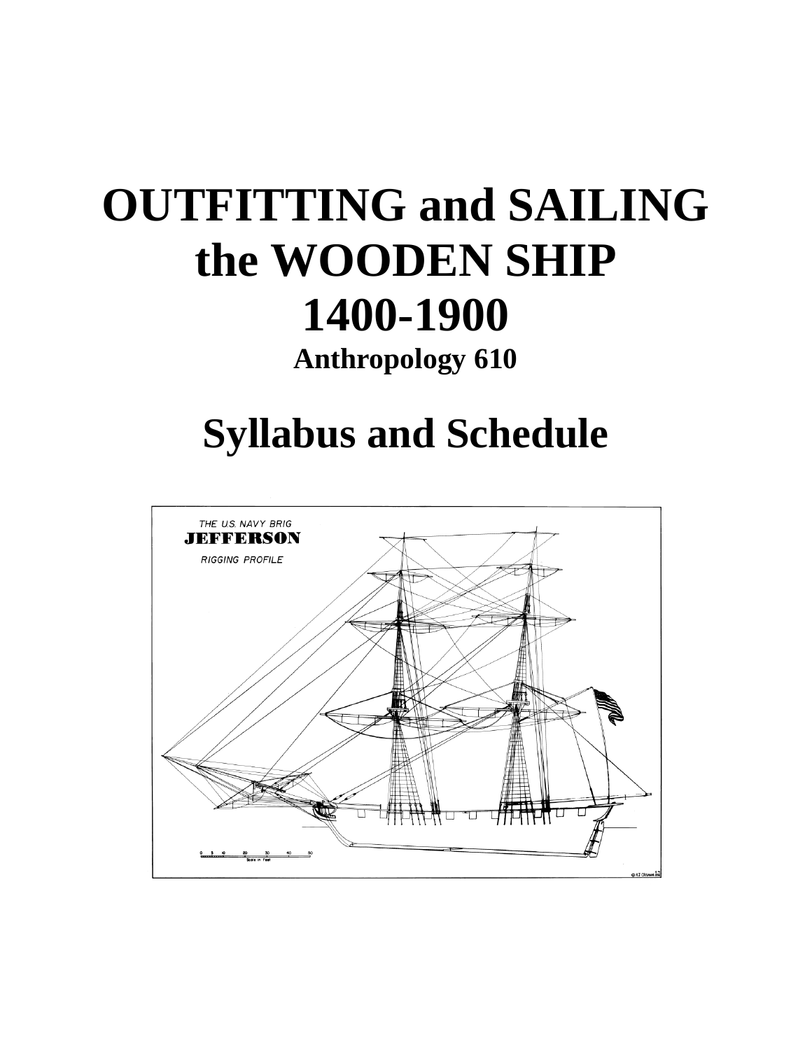# OUTFITTING and SAILING the WOODEN SHIP 1400-1900

**Anthropology 610**

# Syllabus and Schedule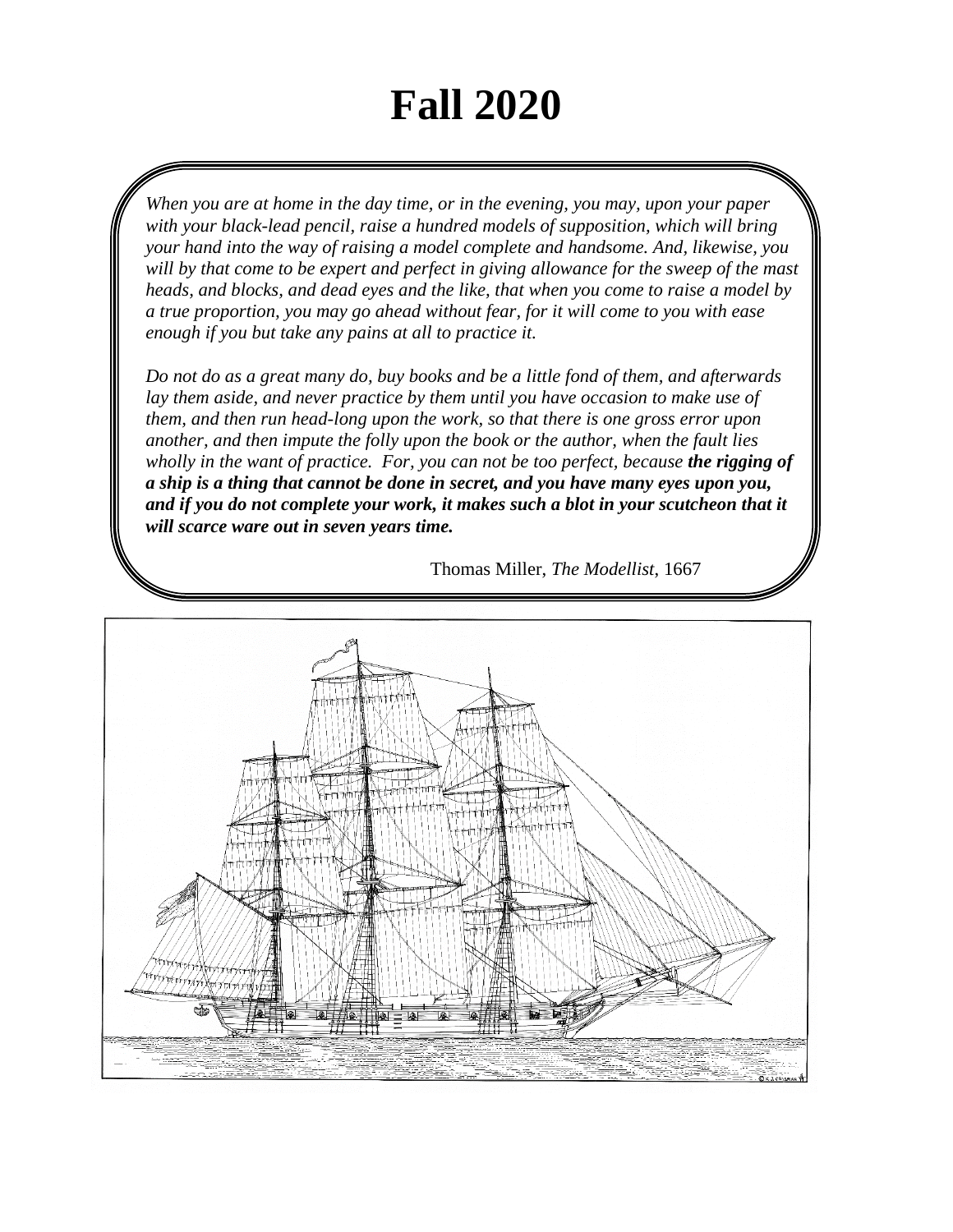# Fall 2020

*When you are at home in the day time, or in the evening, you may, upon your paper with your black-lead pencil, raise a hundred models of supposition, which will bring your hand into the way of raising a model complete and handsome. And, likewise, you will by that come to be expert and perfect in giving allowance for the sweep of the mast heads, and blocks, and dead eyes and the like, that when you come to raise a model by a true proportion, you may go ahead without fear, for it will come to you with ease enough if you but take any pains at all to practice it.*

*Do not do as a great many do, buy books and be a little fond of them, and afterwards lay them aside, and never practice by them until you have occasion to make use of them, and then run head-long upon the work, so that there is one gross error upon another, and then impute the folly upon the book or the author, when the fault lies wholly in the want of practice. For, you can not be too perfect, because **the rigging of a ship is a thing that cannot be done in secret, and you have many eyes upon you, and if you do not complete your work, it makes such a blot in your scutcheon that it will scarce ware out in seven years time.***

Thomas Miller, *The Modellist*, 1667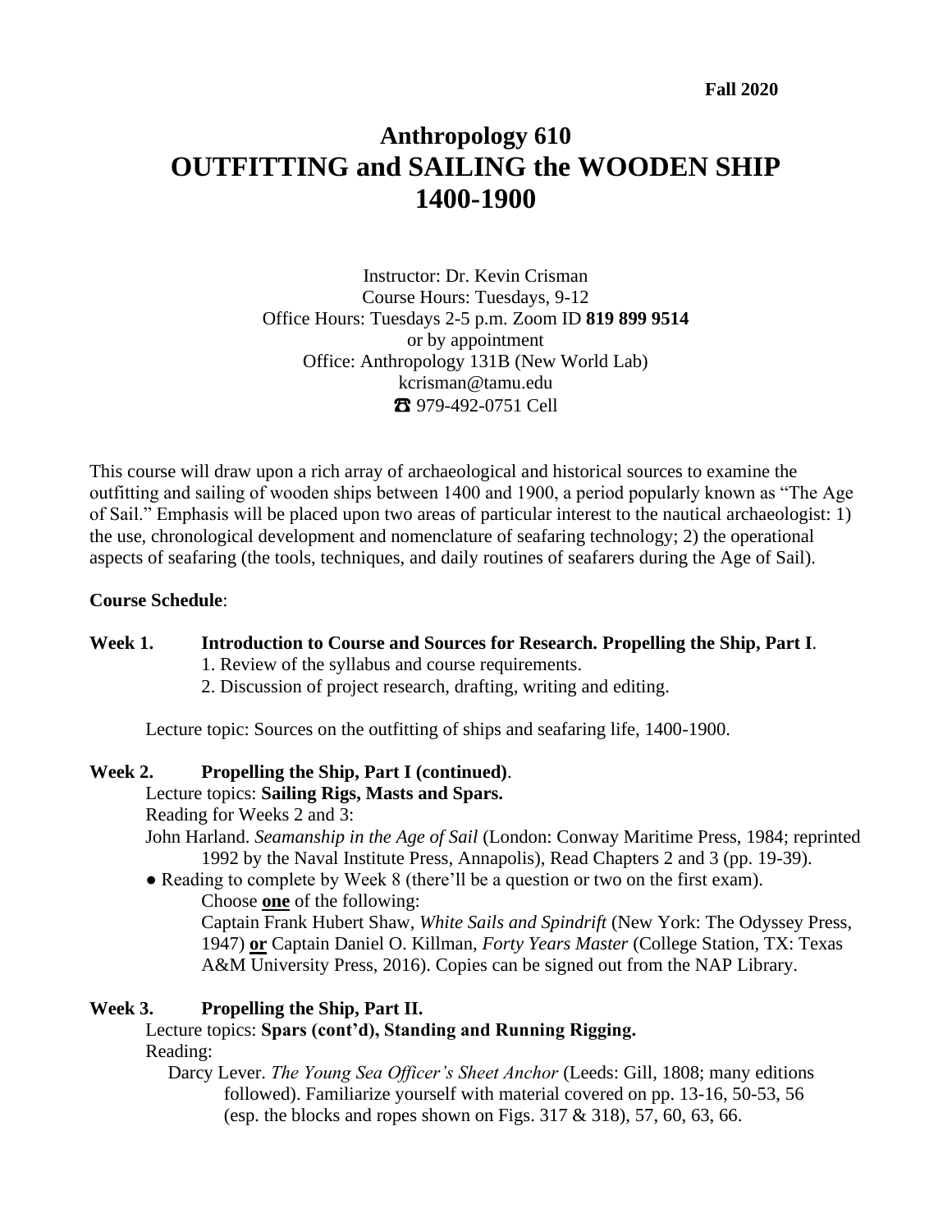**Fall 2020**

# Anthropology 610
# OUTFITTING and SAILING the WOODEN SHIP 1400-1900

Instructor: Dr. Kevin Crisman
Course Hours: Tuesdays, 9-12
Office Hours: Tuesdays 2-5 p.m. Zoom ID **819 899 9514**
or by appointment
Office: Anthropology 131B (New World Lab)
kcrisman@tamu.edu
☎ 979-492-0751 Cell

This course will draw upon a rich array of archaeological and historical sources to examine the outfitting and sailing of wooden ships between 1400 and 1900, a period popularly known as "The Age of Sail." Emphasis will be placed upon two areas of particular interest to the nautical archaeologist: 1) the use, chronological development and nomenclature of seafaring technology; 2) the operational aspects of seafaring (the tools, techniques, and daily routines of seafarers during the Age of Sail).

**Course Schedule**:

**Week 1. Introduction to Course and Sources for Research. Propelling the Ship, Part I**.

1. Review of the syllabus and course requirements.
2. Discussion of project research, drafting, writing and editing.

Lecture topic: Sources on the outfitting of ships and seafaring life, 1400-1900.

**Week 2. Propelling the Ship, Part I (continued)**.

Lecture topics: **Sailing Rigs, Masts and Spars.**

Reading for Weeks 2 and 3:

John Harland. *Seamanship in the Age of Sail* (London: Conway Maritime Press, 1984; reprinted 1992 by the Naval Institute Press, Annapolis), Read Chapters 2 and 3 (pp. 19-39).

● Reading to complete by Week 8 (there'll be a question or two on the first exam).
Choose **one** of the following:
Captain Frank Hubert Shaw, *White Sails and Spindrift* (New York: The Odyssey Press, 1947) **or** Captain Daniel O. Killman, *Forty Years Master* (College Station, TX: Texas A&M University Press, 2016). Copies can be signed out from the NAP Library.

**Week 3. Propelling the Ship, Part II.**

Lecture topics: **Spars (cont'd), Standing and Running Rigging.**

Reading:

Darcy Lever. *The Young Sea Officer's Sheet Anchor* (Leeds: Gill, 1808; many editions followed). Familiarize yourself with material covered on pp. 13-16, 50-53, 56 (esp. the blocks and ropes shown on Figs. 317 & 318), 57, 60, 63, 66.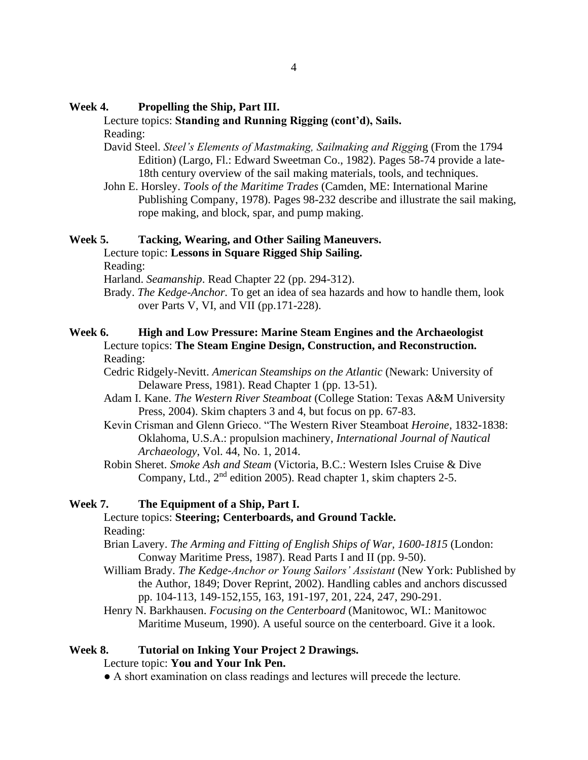**Week 4. Propelling the Ship, Part III.**

Lecture topics: **Standing and Running Rigging (cont'd), Sails.**

Reading:

David Steel. *Steel's Elements of Mastmaking, Sailmaking and Riggin*g (From the 1794 Edition) (Largo, Fl.: Edward Sweetman Co., 1982). Pages 58-74 provide a late-18th century overview of the sail making materials, tools, and techniques.

John E. Horsley. *Tools of the Maritime Trades* (Camden, ME: International Marine Publishing Company, 1978). Pages 98-232 describe and illustrate the sail making, rope making, and block, spar, and pump making.

**Week 5. Tacking, Wearing, and Other Sailing Maneuvers.**

Lecture topic: **Lessons in Square Rigged Ship Sailing.**

Reading:

Harland. *Seamanship*. Read Chapter 22 (pp. 294-312).

Brady. *The Kedge-Anchor.* To get an idea of sea hazards and how to handle them, look over Parts V, VI, and VII (pp.171-228).

**Week 6. High and Low Pressure: Marine Steam Engines and the Archaeologist**

Lecture topics: **The Steam Engine Design, Construction, and Reconstruction.**

Reading:

Cedric Ridgely-Nevitt. *American Steamships on the Atlantic* (Newark: University of Delaware Press, 1981). Read Chapter 1 (pp. 13-51).

Adam I. Kane. *The Western River Steamboat* (College Station: Texas A&M University Press, 2004). Skim chapters 3 and 4, but focus on pp. 67-83.

Kevin Crisman and Glenn Grieco. "The Western River Steamboat *Heroine*, 1832-1838: Oklahoma, U.S.A.: propulsion machinery, *International Journal of Nautical Archaeology,* Vol. 44, No. 1, 2014.

Robin Sheret. *Smoke Ash and Steam* (Victoria, B.C.: Western Isles Cruise & Dive Company, Ltd., 2nd edition 2005). Read chapter 1, skim chapters 2-5.

**Week 7. The Equipment of a Ship, Part I.**

Lecture topics: **Steering; Centerboards, and Ground Tackle.**

Reading:

Brian Lavery. *The Arming and Fitting of English Ships of War, 1600-1815* (London: Conway Maritime Press, 1987). Read Parts I and II (pp. 9-50).

William Brady. *The Kedge-Anchor or Young Sailors' Assistant* (New York: Published by the Author, 1849; Dover Reprint, 2002). Handling cables and anchors discussed pp. 104-113, 149-152,155, 163, 191-197, 201, 224, 247, 290-291.

Henry N. Barkhausen. *Focusing on the Centerboard* (Manitowoc, WI.: Manitowoc Maritime Museum, 1990). A useful source on the centerboard. Give it a look.

**Week 8. Tutorial on Inking Your Project 2 Drawings.**

Lecture topic: **You and Your Ink Pen.**

- A short examination on class readings and lectures will precede the lecture.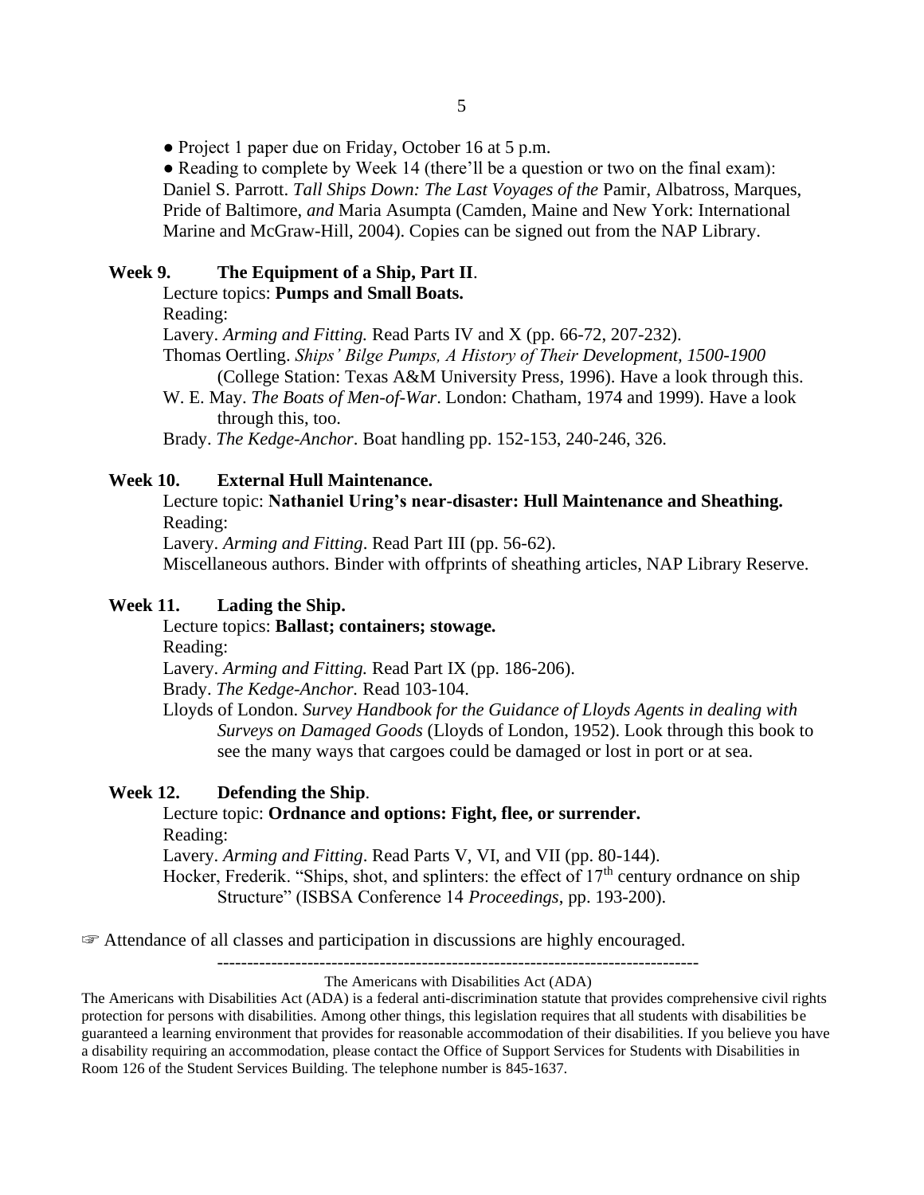- Project 1 paper due on Friday, October 16 at 5 p.m.
- Reading to complete by Week 14 (there'll be a question or two on the final exam): Daniel S. Parrott. *Tall Ships Down: The Last Voyages of the* Pamir, Albatross, Marques, Pride of Baltimore, *and* Maria Asumpta (Camden, Maine and New York: International Marine and McGraw-Hill, 2004). Copies can be signed out from the NAP Library.

**Week 9. The Equipment of a Ship, Part II**.

Lecture topics: **Pumps and Small Boats.**

Reading:

Lavery. *Arming and Fitting.* Read Parts IV and X (pp. 66-72, 207-232).

Thomas Oertling. *Ships' Bilge Pumps, A History of Their Development, 1500-1900* (College Station: Texas A&M University Press, 1996). Have a look through this.

W. E. May. *The Boats of Men-of-War*. London: Chatham, 1974 and 1999). Have a look through this, too.

Brady. *The Kedge-Anchor*. Boat handling pp. 152-153, 240-246, 326.

**Week 10. External Hull Maintenance.**

Lecture topic: **Nathaniel Uring's near-disaster: Hull Maintenance and Sheathing.**

Reading:

Lavery. *Arming and Fitting*. Read Part III (pp. 56-62).

Miscellaneous authors. Binder with offprints of sheathing articles, NAP Library Reserve.

**Week 11. Lading the Ship.**

Lecture topics: **Ballast; containers; stowage.**

Reading:

Lavery. *Arming and Fitting.* Read Part IX (pp. 186-206).

Brady. *The Kedge-Anchor.* Read 103-104.

Lloyds of London. *Survey Handbook for the Guidance of Lloyds Agents in dealing with Surveys on Damaged Goods* (Lloyds of London, 1952). Look through this book to see the many ways that cargoes could be damaged or lost in port or at sea.

**Week 12. Defending the Ship**.

Lecture topic: **Ordnance and options: Fight, flee, or surrender.**

Reading:

Lavery. *Arming and Fitting*. Read Parts V, VI, and VII (pp. 80-144).

Hocker, Frederik. "Ships, shot, and splinters: the effect of 17th century ordnance on ship Structure" (ISBSA Conference 14 *Proceedings*, pp. 193-200).

☞ Attendance of all classes and participation in discussions are highly encouraged.

---

The Americans with Disabilities Act (ADA)

The Americans with Disabilities Act (ADA) is a federal anti-discrimination statute that provides comprehensive civil rights protection for persons with disabilities. Among other things, this legislation requires that all students with disabilities be guaranteed a learning environment that provides for reasonable accommodation of their disabilities. If you believe you have a disability requiring an accommodation, please contact the Office of Support Services for Students with Disabilities in Room 126 of the Student Services Building. The telephone number is 845-1637.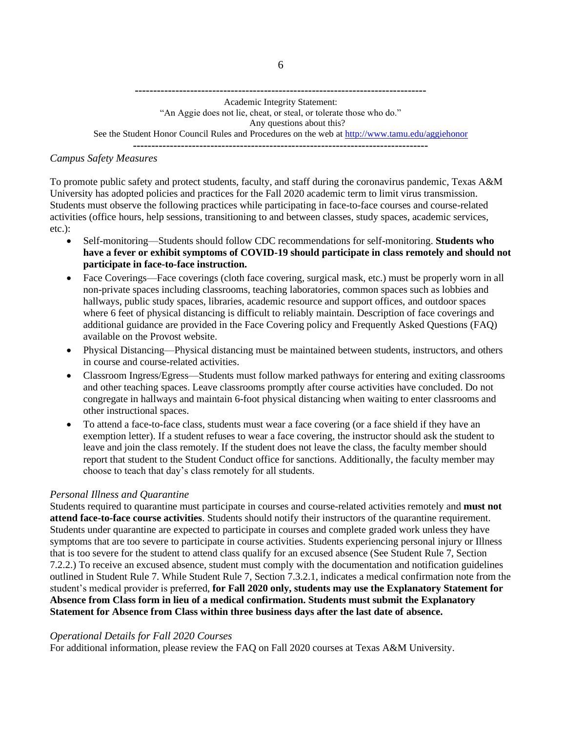---

Academic Integrity Statement:
"An Aggie does not lie, cheat, or steal, or tolerate those who do."
Any questions about this?
See the Student Honor Council Rules and Procedures on the web at [http://www.tamu.edu/aggiehonor](http://www.tamu.edu/aggiehonor)

---

*Campus Safety Measures*

To promote public safety and protect students, faculty, and staff during the coronavirus pandemic, Texas A&M University has adopted policies and practices for the Fall 2020 academic term to limit virus transmission. Students must observe the following practices while participating in face-to-face courses and course-related activities (office hours, help sessions, transitioning to and between classes, study spaces, academic services, etc.):

- Self-monitoring—Students should follow CDC recommendations for self-monitoring. **Students who have a fever or exhibit symptoms of COVID-19 should participate in class remotely and should not participate in face-to-face instruction.**
- Face Coverings—Face coverings (cloth face covering, surgical mask, etc.) must be properly worn in all non-private spaces including classrooms, teaching laboratories, common spaces such as lobbies and hallways, public study spaces, libraries, academic resource and support offices, and outdoor spaces where 6 feet of physical distancing is difficult to reliably maintain. Description of face coverings and additional guidance are provided in the Face Covering policy and Frequently Asked Questions (FAQ) available on the Provost website.
- Physical Distancing—Physical distancing must be maintained between students, instructors, and others in course and course-related activities.
- Classroom Ingress/Egress—Students must follow marked pathways for entering and exiting classrooms and other teaching spaces. Leave classrooms promptly after course activities have concluded. Do not congregate in hallways and maintain 6-foot physical distancing when waiting to enter classrooms and other instructional spaces.
- To attend a face-to-face class, students must wear a face covering (or a face shield if they have an exemption letter). If a student refuses to wear a face covering, the instructor should ask the student to leave and join the class remotely. If the student does not leave the class, the faculty member should report that student to the Student Conduct office for sanctions. Additionally, the faculty member may choose to teach that day's class remotely for all students.

*Personal Illness and Quarantine*
Students required to quarantine must participate in courses and course-related activities remotely and **must not attend face-to-face course activities**. Students should notify their instructors of the quarantine requirement. Students under quarantine are expected to participate in courses and complete graded work unless they have symptoms that are too severe to participate in course activities. Students experiencing personal injury or Illness that is too severe for the student to attend class qualify for an excused absence (See Student Rule 7, Section 7.2.2.) To receive an excused absence, student must comply with the documentation and notification guidelines outlined in Student Rule 7. While Student Rule 7, Section 7.3.2.1, indicates a medical confirmation note from the student's medical provider is preferred, **for Fall 2020 only, students may use the Explanatory Statement for Absence from Class form in lieu of a medical confirmation. Students must submit the Explanatory Statement for Absence from Class within three business days after the last date of absence.**

*Operational Details for Fall 2020 Courses*
For additional information, please review the FAQ on Fall 2020 courses at Texas A&M University.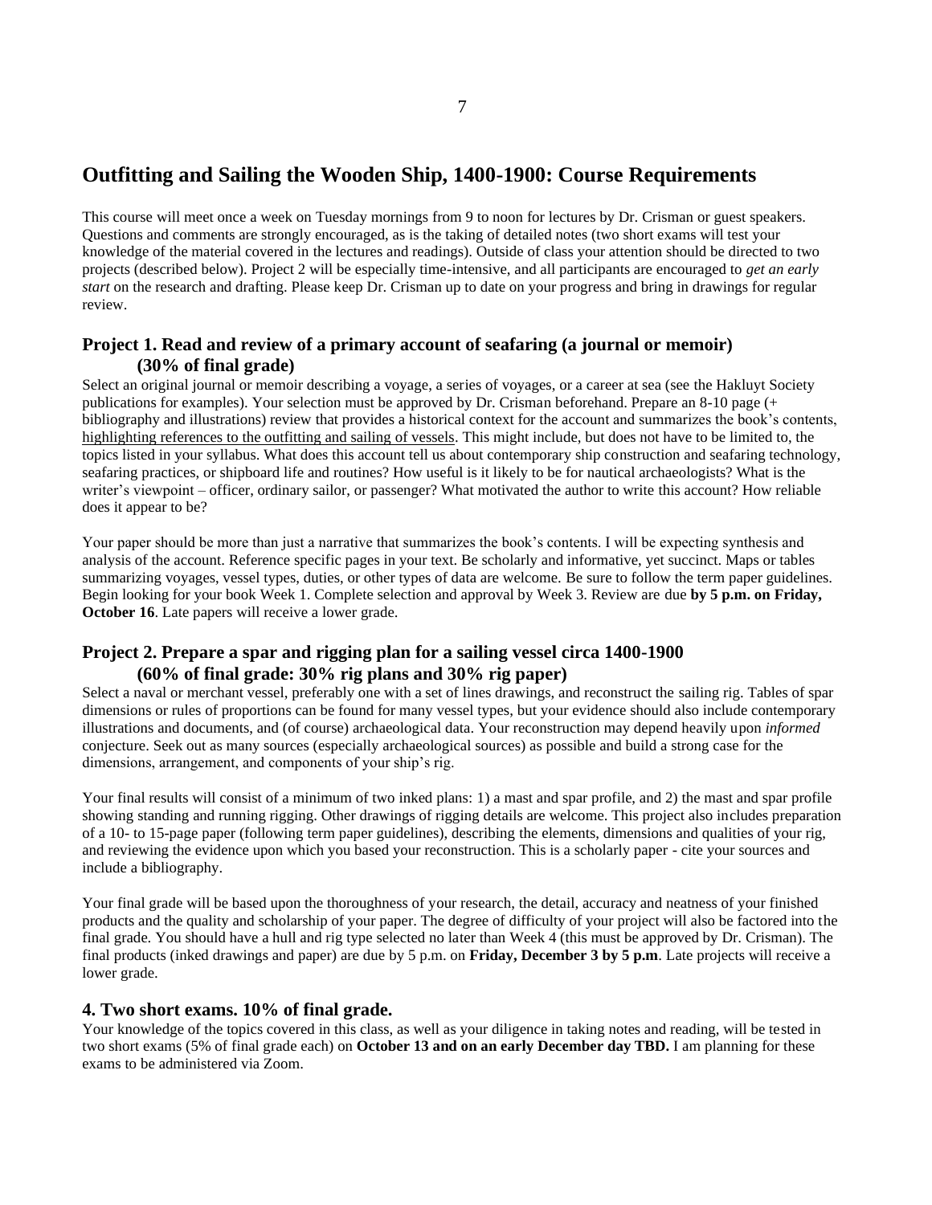# Outfitting and Sailing the Wooden Ship, 1400-1900: Course Requirements

This course will meet once a week on Tuesday mornings from 9 to noon for lectures by Dr. Crisman or guest speakers. Questions and comments are strongly encouraged, as is the taking of detailed notes (two short exams will test your knowledge of the material covered in the lectures and readings). Outside of class your attention should be directed to two projects (described below). Project 2 will be especially time-intensive, and all participants are encouraged to *get an early start* on the research and drafting. Please keep Dr. Crisman up to date on your progress and bring in drawings for regular review.

## Project 1. Read and review of a primary account of seafaring (a journal or memoir) (30% of final grade)

Select an original journal or memoir describing a voyage, a series of voyages, or a career at sea (see the Hakluyt Society publications for examples). Your selection must be approved by Dr. Crisman beforehand. Prepare an 8-10 page (+ bibliography and illustrations) review that provides a historical context for the account and summarizes the book's contents, highlighting references to the outfitting and sailing of vessels. This might include, but does not have to be limited to, the topics listed in your syllabus. What does this account tell us about contemporary ship construction and seafaring technology, seafaring practices, or shipboard life and routines? How useful is it likely to be for nautical archaeologists? What is the writer's viewpoint – officer, ordinary sailor, or passenger? What motivated the author to write this account? How reliable does it appear to be?

Your paper should be more than just a narrative that summarizes the book's contents. I will be expecting synthesis and analysis of the account. Reference specific pages in your text. Be scholarly and informative, yet succinct. Maps or tables summarizing voyages, vessel types, duties, or other types of data are welcome. Be sure to follow the term paper guidelines. Begin looking for your book Week 1. Complete selection and approval by Week 3. Review are due **by 5 p.m. on Friday, October 16**. Late papers will receive a lower grade.

## Project 2. Prepare a spar and rigging plan for a sailing vessel circa 1400-1900 (60% of final grade: 30% rig plans and 30% rig paper)

Select a naval or merchant vessel, preferably one with a set of lines drawings, and reconstruct the sailing rig. Tables of spar dimensions or rules of proportions can be found for many vessel types, but your evidence should also include contemporary illustrations and documents, and (of course) archaeological data. Your reconstruction may depend heavily upon *informed* conjecture. Seek out as many sources (especially archaeological sources) as possible and build a strong case for the dimensions, arrangement, and components of your ship's rig.

Your final results will consist of a minimum of two inked plans: 1) a mast and spar profile, and 2) the mast and spar profile showing standing and running rigging. Other drawings of rigging details are welcome. This project also includes preparation of a 10- to 15-page paper (following term paper guidelines), describing the elements, dimensions and qualities of your rig, and reviewing the evidence upon which you based your reconstruction. This is a scholarly paper - cite your sources and include a bibliography.

Your final grade will be based upon the thoroughness of your research, the detail, accuracy and neatness of your finished products and the quality and scholarship of your paper. The degree of difficulty of your project will also be factored into the final grade. You should have a hull and rig type selected no later than Week 4 (this must be approved by Dr. Crisman). The final products (inked drawings and paper) are due by 5 p.m. on **Friday, December 3 by 5 p.m**. Late projects will receive a lower grade.

## 4. Two short exams. 10% of final grade.

Your knowledge of the topics covered in this class, as well as your diligence in taking notes and reading, will be tested in two short exams (5% of final grade each) on **October 13 and on an early December day TBD.** I am planning for these exams to be administered via Zoom.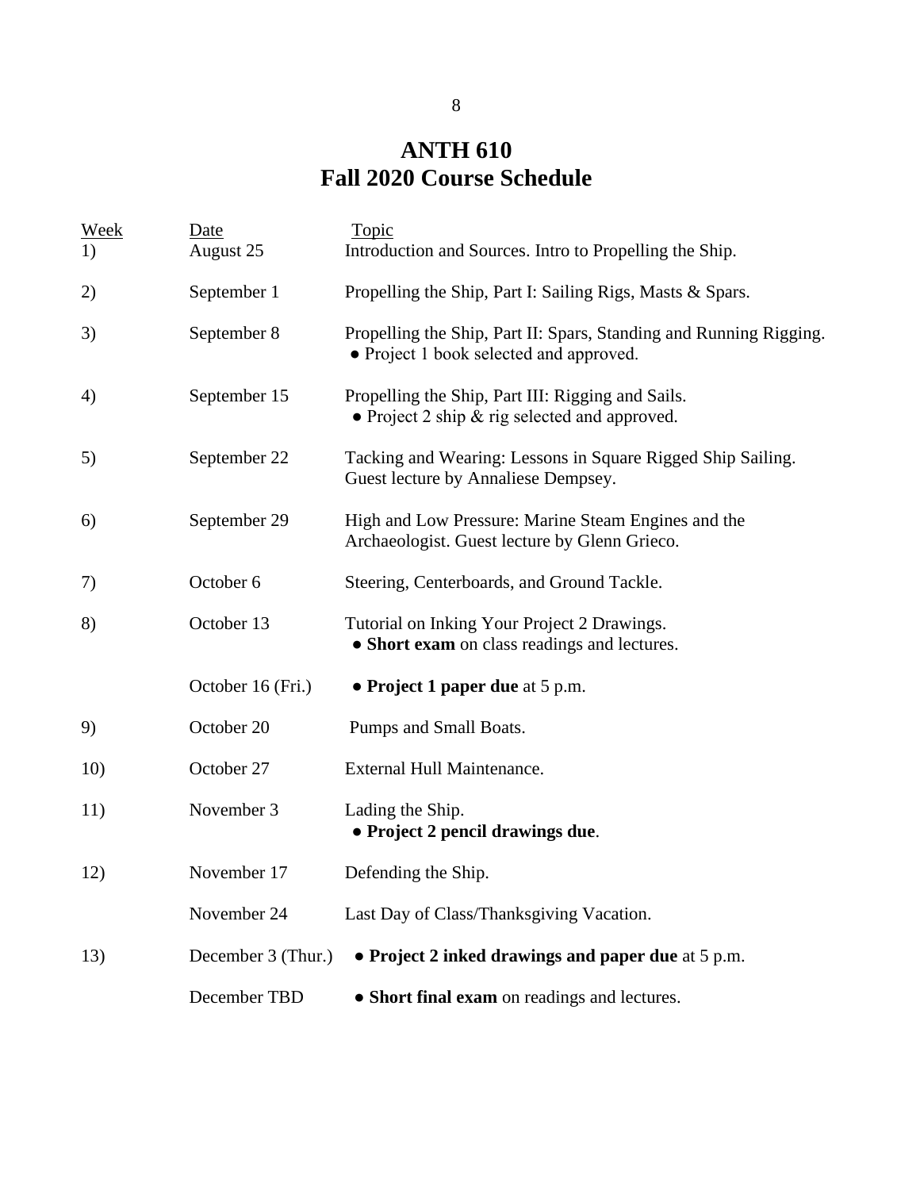# ANTH 610
# Fall 2020 Course Schedule

| Week | Date | Topic |
| --- | --- | --- |
| 1) | August 25 | Introduction and Sources. Intro to Propelling the Ship. |
| 2) | September 1 | Propelling the Ship, Part I: Sailing Rigs, Masts & Spars. |
| 3) | September 8 | Propelling the Ship, Part II: Spars, Standing and Running Rigging. ● Project 1 book selected and approved. |
| 4) | September 15 | Propelling the Ship, Part III: Rigging and Sails. ● Project 2 ship & rig selected and approved. |
| 5) | September 22 | Tacking and Wearing: Lessons in Square Rigged Ship Sailing. Guest lecture by Annaliese Dempsey. |
| 6) | September 29 | High and Low Pressure: Marine Steam Engines and the Archaeologist. Guest lecture by Glenn Grieco. |
| 7) | October 6 | Steering, Centerboards, and Ground Tackle. |
| 8) | October 13 | Tutorial on Inking Your Project 2 Drawings. ● **Short exam** on class readings and lectures. |
| | October 16 (Fri.) | ● **Project 1 paper due** at 5 p.m. |
| 9) | October 20 | Pumps and Small Boats. |
| 10) | October 27 | External Hull Maintenance. |
| 11) | November 3 | Lading the Ship. ● **Project 2 pencil drawings due**. |
| 12) | November 17 | Defending the Ship. |
| | November 24 | Last Day of Class/Thanksgiving Vacation. |
| 13) | December 3 (Thur.) | ● **Project 2 inked drawings and paper due** at 5 p.m. |
| | December TBD | ● **Short final exam** on readings and lectures. |